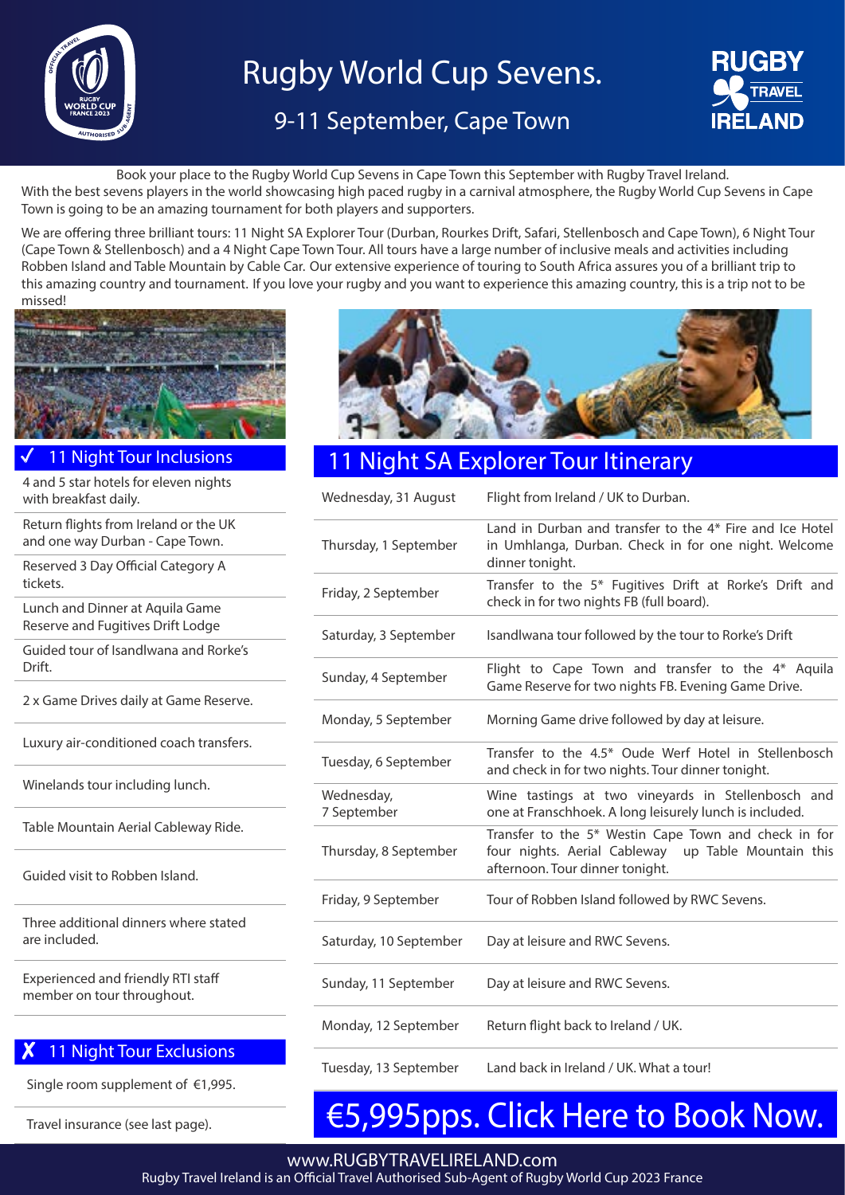# Rugby World Cup Sevens.

## 9-11 September, Cape Town

Book your place to the Rugby World Cup Sevens in Cape Town this September with Rugby Travel Ireland.

With the best sevens players in the world showcasing high paced rugby in a carnival atmosphere, the Rugby World Cup Sevens in Cape Town is going to be an amazing tournament for both players and supporters.

We are offering three brilliant tours: 11 Night SA Explorer Tour (Durban, Rourkes Drift, Safari, Stellenbosch and Cape Town), 6 Night Tour (Cape Town & Stellenbosch) and a 4 Night Cape Town Tour. All tours have a large number of inclusive meals and activities including Robben Island and Table Mountain by Cable Car. Our extensive experience of touring to South Africa assures you of a brilliant trip to this amazing country and tournament. If you love your rugby and you want to experience this amazing country, this is a trip not to be missed!

### ✓ 11 Night Tour Inclusions

- 4 and 5 star hotels for eleven nights with breakfast daily.
- Return flights from Ireland or the UK and one way Durban - Cape Town.
- Reserved 3 Day Official Category A tickets.
- Lunch and Dinner at Aquila Game Reserve and Fugitives Drift Lodge
- Guided tour of Isandlwana and Rorke's Drift.
- 2 x Game Drives daily at Game Reserve.
- Luxury air-conditioned coach transfers.
- Winelands tour including lunch.
- Table Mountain Aerial Cableway Ride.
- Guided visit to Robben Island.
- Three additional dinners where stated are included.
- Experienced and friendly RTI staff member on tour throughout.

### ✗ 11 Night Tour Exclusions

- Single room supplement of €1,995.
- Travel insurance (see last page).

### 11 Night SA Explorer Tour Itinerary

| Date | Itinerary |
|---|---|
| Wednesday, 31 August | Flight from Ireland / UK to Durban. |
| Thursday, 1 September | Land in Durban and transfer to the 4* Fire and Ice Hotel in Umhlanga, Durban. Check in for one night. Welcome dinner tonight. |
| Friday, 2 September | Transfer to the 5* Fugitives Drift at Rorke's Drift and check in for two nights FB (full board). |
| Saturday, 3 September | Isandlwana tour followed by the tour to Rorke's Drift |
| Sunday, 4 September | Flight to Cape Town and transfer to the 4* Aquila Game Reserve for two nights FB. Evening Game Drive. |
| Monday, 5 September | Morning Game drive followed by day at leisure. |
| Tuesday, 6 September | Transfer to the 4.5* Oude Werf Hotel in Stellenbosch and check in for two nights. Tour dinner tonight. |
| Wednesday, 7 September | Wine tastings at two vineyards in Stellenbosch and one at Franschhoek. A long leisurely lunch is included. |
| Thursday, 8 September | Transfer to the 5* Westin Cape Town and check in for four nights. Aerial Cableway up Table Mountain this afternoon. Tour dinner tonight. |
| Friday, 9 September | Tour of Robben Island followed by RWC Sevens. |
| Saturday, 10 September | Day at leisure and RWC Sevens. |
| Sunday, 11 September | Day at leisure and RWC Sevens. |
| Monday, 12 September | Return flight back to Ireland / UK. |
| Tuesday, 13 September | Land back in Ireland / UK. What a tour! |

## €5,995pps. Click Here to Book Now.

www.RUGBYTRAVELIRELAND.com

Rugby Travel Ireland is an Official Travel Authorised Sub-Agent of Rugby World Cup 2023 France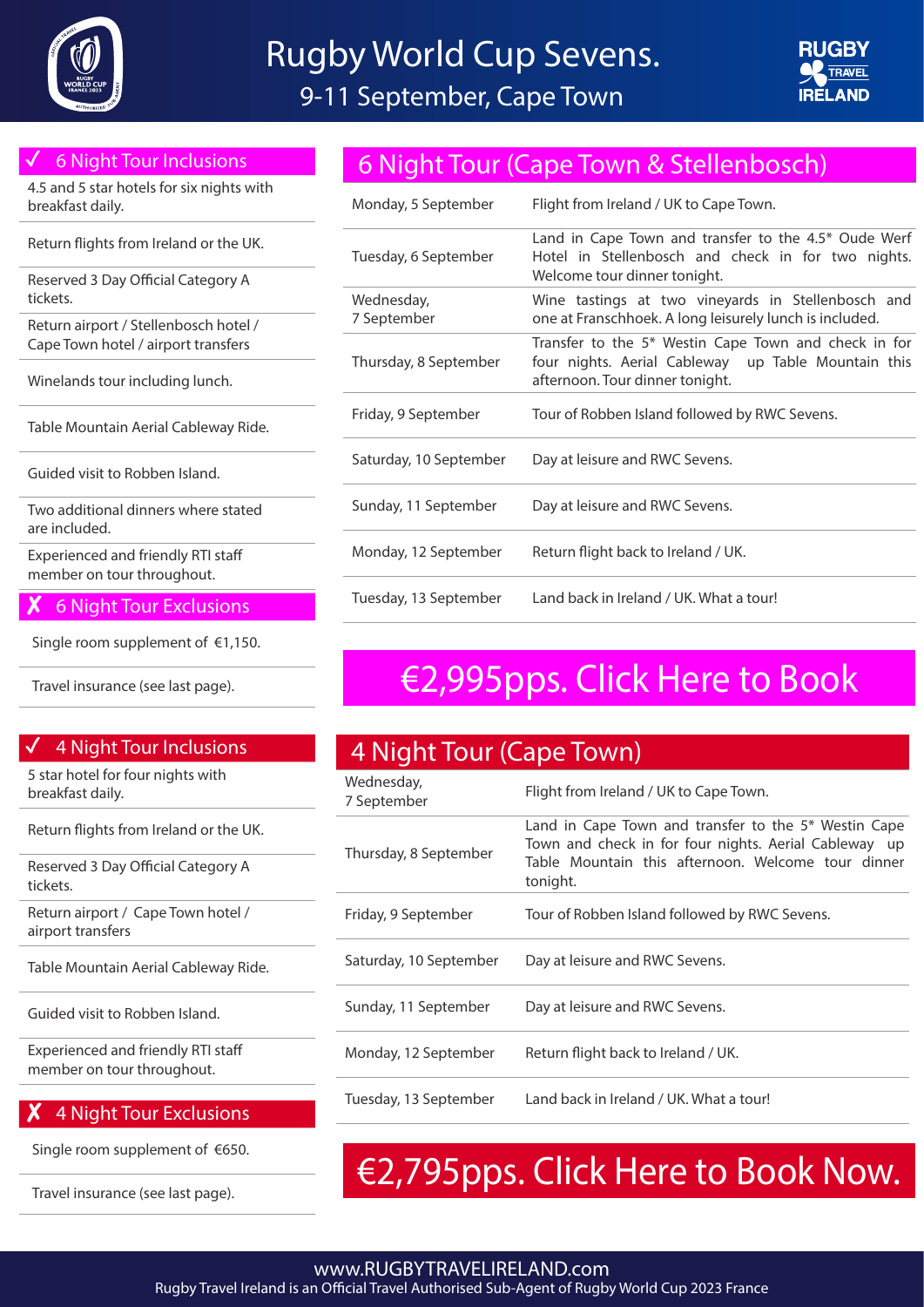# Rugby World Cup Sevens.

## 9-11 September, Cape Town

### ✓ 6 Night Tour Inclusions

- 4.5 and 5 star hotels for six nights with breakfast daily.
- Return flights from Ireland or the UK.
- Reserved 3 Day Official Category A tickets.
- Return airport / Stellenbosch hotel / Cape Town hotel / airport transfers
- Winelands tour including lunch.
- Table Mountain Aerial Cableway Ride.
- Guided visit to Robben Island.
- Two additional dinners where stated are included.
- Experienced and friendly RTI staff member on tour throughout.

### ✗ 6 Night Tour Exclusions

- Single room supplement of €1,150.
- Travel insurance (see last page).

## 6 Night Tour (Cape Town & Stellenbosch)

| Day | Itinerary |
|---|---|
| Monday, 5 September | Flight from Ireland / UK to Cape Town. |
| Tuesday, 6 September | Land in Cape Town and transfer to the 4.5* Oude Werf Hotel in Stellenbosch and check in for two nights. Welcome tour dinner tonight. |
| Wednesday, 7 September | Wine tastings at two vineyards in Stellenbosch and one at Franschhoek. A long leisurely lunch is included. |
| Thursday, 8 September | Transfer to the 5* Westin Cape Town and check in for four nights. Aerial Cableway up Table Mountain this afternoon. Tour dinner tonight. |
| Friday, 9 September | Tour of Robben Island followed by RWC Sevens. |
| Saturday, 10 September | Day at leisure and RWC Sevens. |
| Sunday, 11 September | Day at leisure and RWC Sevens. |
| Monday, 12 September | Return flight back to Ireland / UK. |
| Tuesday, 13 September | Land back in Ireland / UK. What a tour! |

**€2,995pps. Click Here to Book**

### ✓ 4 Night Tour Inclusions

- 5 star hotel for four nights with breakfast daily.
- Return flights from Ireland or the UK.
- Reserved 3 Day Official Category A tickets.
- Return airport / Cape Town hotel / airport transfers
- Table Mountain Aerial Cableway Ride.
- Guided visit to Robben Island.
- Experienced and friendly RTI staff member on tour throughout.

### ✗ 4 Night Tour Exclusions

- Single room supplement of €650.
- Travel insurance (see last page).

## 4 Night Tour (Cape Town)

| Day | Itinerary |
|---|---|
| Wednesday, 7 September | Flight from Ireland / UK to Cape Town. |
| Thursday, 8 September | Land in Cape Town and transfer to the 5* Westin Cape Town and check in for four nights. Aerial Cableway up Table Mountain this afternoon. Welcome tour dinner tonight. |
| Friday, 9 September | Tour of Robben Island followed by RWC Sevens. |
| Saturday, 10 September | Day at leisure and RWC Sevens. |
| Sunday, 11 September | Day at leisure and RWC Sevens. |
| Monday, 12 September | Return flight back to Ireland / UK. |
| Tuesday, 13 September | Land back in Ireland / UK. What a tour! |

**€2,795pps. Click Here to Book Now.**

www.RUGBYTRAVELIRELAND.com

Rugby Travel Ireland is an Official Travel Authorised Sub-Agent of Rugby World Cup 2023 France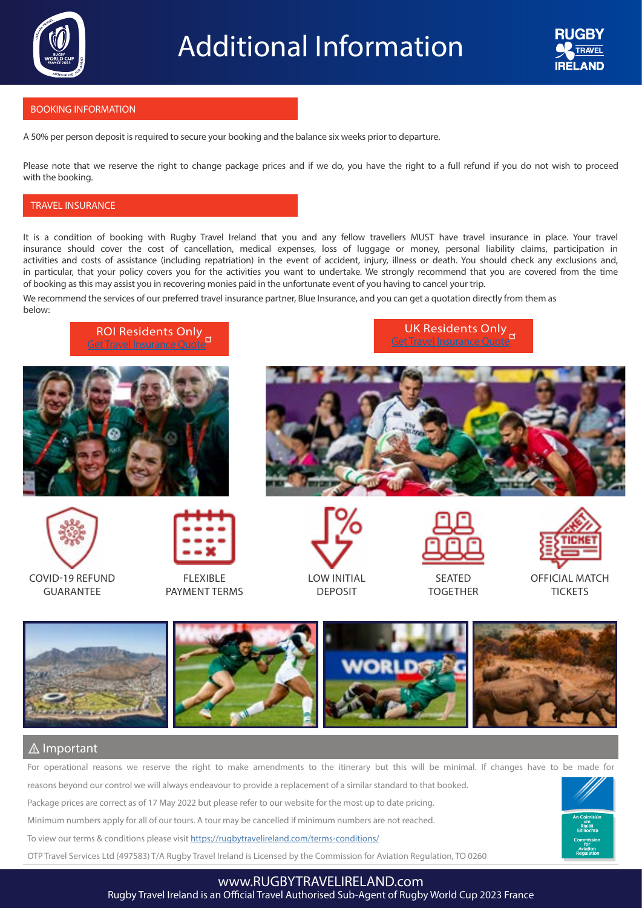# Additional Information

## BOOKING INFORMATION

A 50% per person deposit is required to secure your booking and the balance six weeks prior to departure.

Please note that we reserve the right to change package prices and if we do, you have the right to a full refund if you do not wish to proceed with the booking.

## TRAVEL INSURANCE

It is a condition of booking with Rugby Travel Ireland that you and any fellow travellers MUST have travel insurance in place. Your travel insurance should cover the cost of cancellation, medical expenses, loss of luggage or money, personal liability claims, participation in activities and costs of assistance (including repatriation) in the event of accident, injury, illness or death. You should check any exclusions and, in particular, that your policy covers you for the activities you want to undertake. We strongly recommend that you are covered from the time of booking as this may assist you in recovering monies paid in the unfortunate event of you having to cancel your trip.

We recommend the services of our preferred travel insurance partner, Blue Insurance, and you can get a quotation directly from them as below:

ROI Residents Only
Get Travel Insurance Quote

UK Residents Only
Get Travel Insurance Quote

COVID-19 REFUND GUARANTEE

FLEXIBLE PAYMENT TERMS

LOW INITIAL DEPOSIT

SEATED TOGETHER

OFFICIAL MATCH TICKETS

## ⚠ Important

For operational reasons we reserve the right to make amendments to the itinerary but this will be minimal. If changes have to be made for reasons beyond our control we will always endeavour to provide a replacement of a similar standard to that booked.

Package prices are correct as of 17 May 2022 but please refer to our website for the most up to date pricing.

Minimum numbers apply for all of our tours. A tour may be cancelled if minimum numbers are not reached.

To view our terms & conditions please visit https://rugbytravelireland.com/terms-conditions/

OTP Travel Services Ltd (497583) T/A Rugby Travel Ireland is Licensed by the Commission for Aviation Regulation, TO 0260

www.RUGBYTRAVELIRELAND.com

Rugby Travel Ireland is an Official Travel Authorised Sub-Agent of Rugby World Cup 2023 France